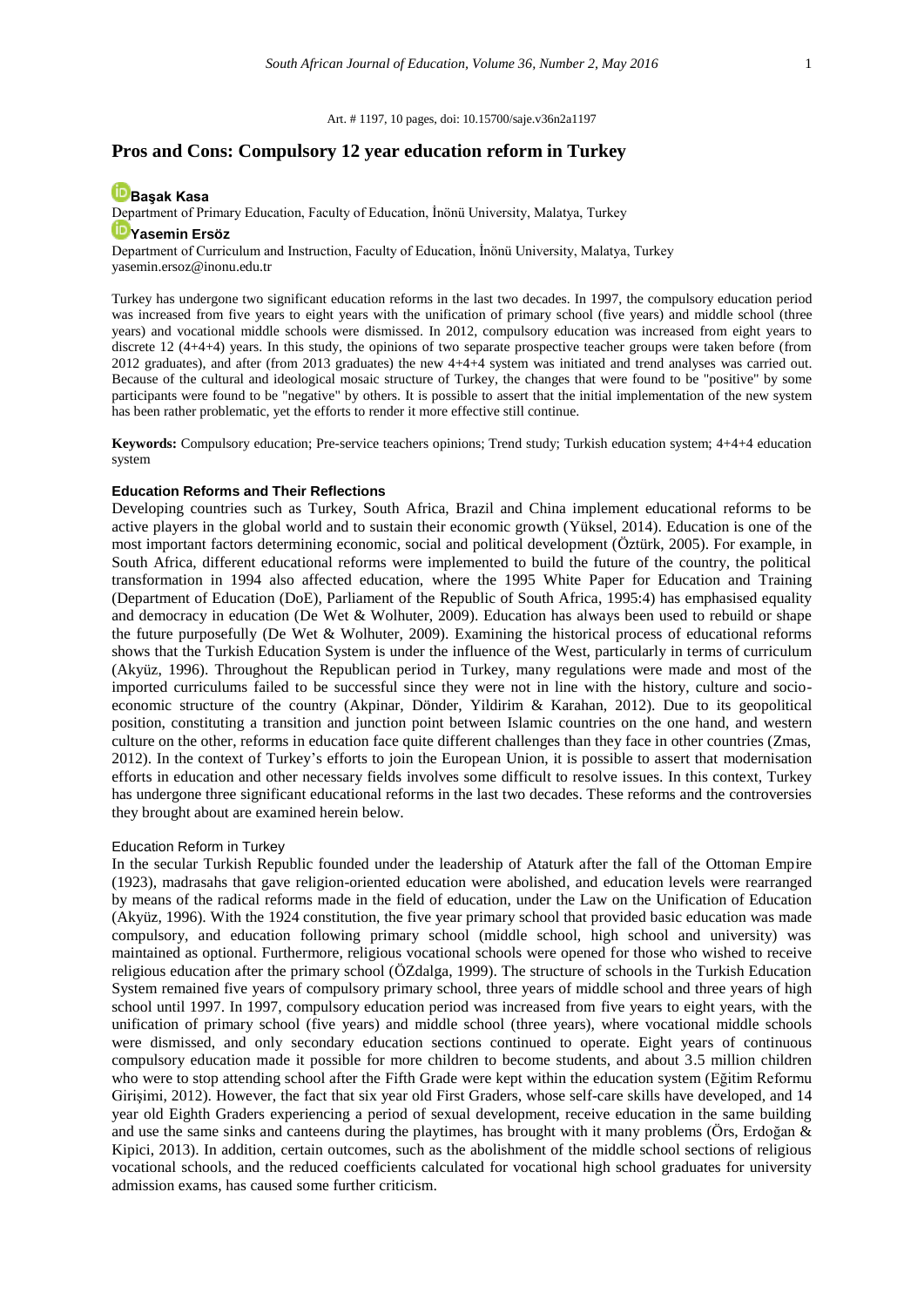Art. # 1197, 10 pages, doi: 10.15700/saje.v36n2a1197

# Pros and Cons: Compulsory 12 year education reform in Turkey

**Başak Kasa**

Department of Primary Education, Faculty of Education, İnönü University, Malatya, Turkey

**Yasemin Ersöz**

Department of Curriculum and Instruction, Faculty of Education, İnönü University, Malatya, Turkey
yasemin.ersoz@inonu.edu.tr

Turkey has undergone two significant education reforms in the last two decades. In 1997, the compulsory education period was increased from five years to eight years with the unification of primary school (five years) and middle school (three years) and vocational middle schools were dismissed. In 2012, compulsory education was increased from eight years to discrete 12 (4+4+4) years. In this study, the opinions of two separate prospective teacher groups were taken before (from 2012 graduates), and after (from 2013 graduates) the new 4+4+4 system was initiated and trend analyses was carried out. Because of the cultural and ideological mosaic structure of Turkey, the changes that were found to be "positive" by some participants were found to be "negative" by others. It is possible to assert that the initial implementation of the new system has been rather problematic, yet the efforts to render it more effective still continue.

**Keywords:** Compulsory education; Pre-service teachers opinions; Trend study; Turkish education system; 4+4+4 education system

## Education Reforms and Their Reflections

Developing countries such as Turkey, South Africa, Brazil and China implement educational reforms to be active players in the global world and to sustain their economic growth (Yüksel, 2014). Education is one of the most important factors determining economic, social and political development (Öztürk, 2005). For example, in South Africa, different educational reforms were implemented to build the future of the country, the political transformation in 1994 also affected education, where the 1995 White Paper for Education and Training (Department of Education (DoE), Parliament of the Republic of South Africa, 1995:4) has emphasised equality and democracy in education (De Wet & Wolhuter, 2009). Education has always been used to rebuild or shape the future purposefully (De Wet & Wolhuter, 2009). Examining the historical process of educational reforms shows that the Turkish Education System is under the influence of the West, particularly in terms of curriculum (Akyüz, 1996). Throughout the Republican period in Turkey, many regulations were made and most of the imported curriculums failed to be successful since they were not in line with the history, culture and socio-economic structure of the country (Akpinar, Dönder, Yildirim & Karahan, 2012). Due to its geopolitical position, constituting a transition and junction point between Islamic countries on the one hand, and western culture on the other, reforms in education face quite different challenges than they face in other countries (Zmas, 2012). In the context of Turkey's efforts to join the European Union, it is possible to assert that modernisation efforts in education and other necessary fields involves some difficult to resolve issues. In this context, Turkey has undergone three significant educational reforms in the last two decades. These reforms and the controversies they brought about are examined herein below.

### Education Reform in Turkey

In the secular Turkish Republic founded under the leadership of Ataturk after the fall of the Ottoman Empire (1923), madrasahs that gave religion-oriented education were abolished, and education levels were rearranged by means of the radical reforms made in the field of education, under the Law on the Unification of Education (Akyüz, 1996). With the 1924 constitution, the five year primary school that provided basic education was made compulsory, and education following primary school (middle school, high school and university) was maintained as optional. Furthermore, religious vocational schools were opened for those who wished to receive religious education after the primary school (ÖZdalga, 1999). The structure of schools in the Turkish Education System remained five years of compulsory primary school, three years of middle school and three years of high school until 1997. In 1997, compulsory education period was increased from five years to eight years, with the unification of primary school (five years) and middle school (three years), where vocational middle schools were dismissed, and only secondary education sections continued to operate. Eight years of continuous compulsory education made it possible for more children to become students, and about 3.5 million children who were to stop attending school after the Fifth Grade were kept within the education system (Eğitim Reformu Girişimi, 2012). However, the fact that six year old First Graders, whose self-care skills have developed, and 14 year old Eighth Graders experiencing a period of sexual development, receive education in the same building and use the same sinks and canteens during the playtimes, has brought with it many problems (Örs, Erdoğan & Kipici, 2013). In addition, certain outcomes, such as the abolishment of the middle school sections of religious vocational schools, and the reduced coefficients calculated for vocational high school graduates for university admission exams, has caused some further criticism.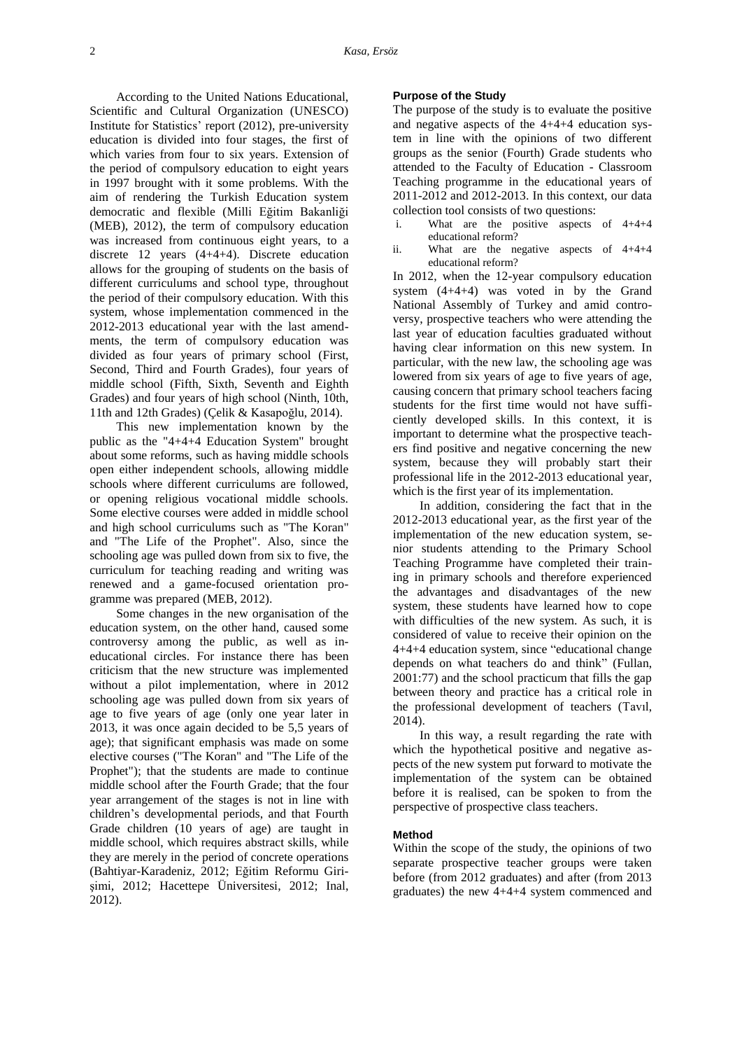According to the United Nations Educational, Scientific and Cultural Organization (UNESCO) Institute for Statistics' report (2012), pre-university education is divided into four stages, the first of which varies from four to six years. Extension of the period of compulsory education to eight years in 1997 brought with it some problems. With the aim of rendering the Turkish Education system democratic and flexible (Milli Eğitim Bakanliği (MEB), 2012), the term of compulsory education was increased from continuous eight years, to a discrete 12 years (4+4+4). Discrete education allows for the grouping of students on the basis of different curriculums and school type, throughout the period of their compulsory education. With this system, whose implementation commenced in the 2012-2013 educational year with the last amendments, the term of compulsory education was divided as four years of primary school (First, Second, Third and Fourth Grades), four years of middle school (Fifth, Sixth, Seventh and Eighth Grades) and four years of high school (Ninth, 10th, 11th and 12th Grades) (Çelik & Kasapoğlu, 2014).

This new implementation known by the public as the "4+4+4 Education System" brought about some reforms, such as having middle schools open either independent schools, allowing middle schools where different curriculums are followed, or opening religious vocational middle schools. Some elective courses were added in middle school and high school curriculums such as "The Koran" and "The Life of the Prophet". Also, since the schooling age was pulled down from six to five, the curriculum for teaching reading and writing was renewed and a game-focused orientation programme was prepared (MEB, 2012).

Some changes in the new organisation of the education system, on the other hand, caused some controversy among the public, as well as in-educational circles. For instance there has been criticism that the new structure was implemented without a pilot implementation, where in 2012 schooling age was pulled down from six years of age to five years of age (only one year later in 2013, it was once again decided to be 5,5 years of age); that significant emphasis was made on some elective courses ("The Koran" and "The Life of the Prophet"); that the students are made to continue middle school after the Fourth Grade; that the four year arrangement of the stages is not in line with children's developmental periods, and that Fourth Grade children (10 years of age) are taught in middle school, which requires abstract skills, while they are merely in the period of concrete operations (Bahtiyar-Karadeniz, 2012; Eğitim Reformu Girişimi, 2012; Hacettepe Üniversitesi, 2012; Inal, 2012).

### Purpose of the Study

The purpose of the study is to evaluate the positive and negative aspects of the 4+4+4 education system in line with the opinions of two different groups as the senior (Fourth) Grade students who attended to the Faculty of Education - Classroom Teaching programme in the educational years of 2011-2012 and 2012-2013. In this context, our data collection tool consists of two questions:

i. What are the positive aspects of 4+4+4 educational reform?
ii. What are the negative aspects of 4+4+4 educational reform?

In 2012, when the 12-year compulsory education system (4+4+4) was voted in by the Grand National Assembly of Turkey and amid controversy, prospective teachers who were attending the last year of education faculties graduated without having clear information on this new system. In particular, with the new law, the schooling age was lowered from six years of age to five years of age, causing concern that primary school teachers facing students for the first time would not have sufficiently developed skills. In this context, it is important to determine what the prospective teachers find positive and negative concerning the new system, because they will probably start their professional life in the 2012-2013 educational year, which is the first year of its implementation.

In addition, considering the fact that in the 2012-2013 educational year, as the first year of the implementation of the new education system, senior students attending to the Primary School Teaching Programme have completed their training in primary schools and therefore experienced the advantages and disadvantages of the new system, these students have learned how to cope with difficulties of the new system. As such, it is considered of value to receive their opinion on the 4+4+4 education system, since "educational change depends on what teachers do and think" (Fullan, 2001:77) and the school practicum that fills the gap between theory and practice has a critical role in the professional development of teachers (Tavıl, 2014).

In this way, a result regarding the rate with which the hypothetical positive and negative aspects of the new system put forward to motivate the implementation of the system can be obtained before it is realised, can be spoken to from the perspective of prospective class teachers.

### Method

Within the scope of the study, the opinions of two separate prospective teacher groups were taken before (from 2012 graduates) and after (from 2013 graduates) the new 4+4+4 system commenced and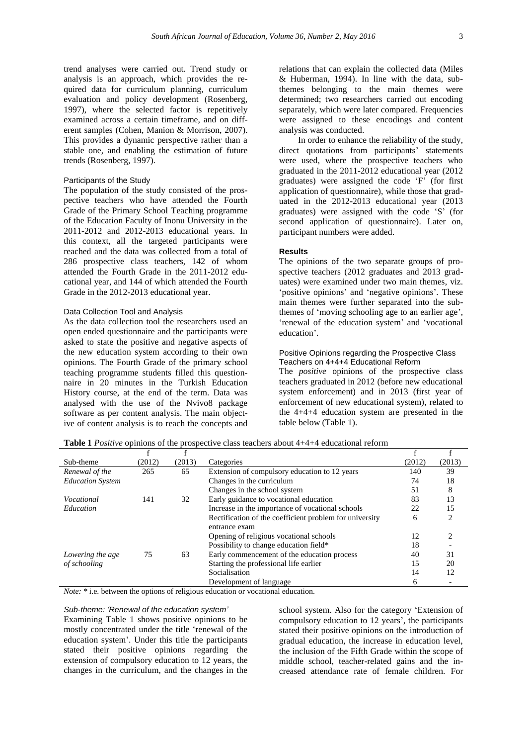trend analyses were carried out. Trend study or analysis is an approach, which provides the required data for curriculum planning, curriculum evaluation and policy development (Rosenberg, 1997), where the selected factor is repetitively examined across a certain timeframe, and on different samples (Cohen, Manion & Morrison, 2007). This provides a dynamic perspective rather than a stable one, and enabling the estimation of future trends (Rosenberg, 1997).

### Participants of the Study

The population of the study consisted of the prospective teachers who have attended the Fourth Grade of the Primary School Teaching programme of the Education Faculty of Inonu University in the 2011-2012 and 2012-2013 educational years. In this context, all the targeted participants were reached and the data was collected from a total of 286 prospective class teachers, 142 of whom attended the Fourth Grade in the 2011-2012 educational year, and 144 of which attended the Fourth Grade in the 2012-2013 educational year.

### Data Collection Tool and Analysis

As the data collection tool the researchers used an open ended questionnaire and the participants were asked to state the positive and negative aspects of the new education system according to their own opinions. The Fourth Grade of the primary school teaching programme students filled this questionnaire in 20 minutes in the Turkish Education History course, at the end of the term. Data was analysed with the use of the Nvivo8 package software as per content analysis. The main objective of content analysis is to reach the concepts and relations that can explain the collected data (Miles & Huberman, 1994). In line with the data, subthemes belonging to the main themes were determined; two researchers carried out encoding separately, which were later compared. Frequencies were assigned to these encodings and content analysis was conducted.

In order to enhance the reliability of the study, direct quotations from participants' statements were used, where the prospective teachers who graduated in the 2011-2012 educational year (2012 graduates) were assigned the code 'F' (for first application of questionnaire), while those that graduated in the 2012-2013 educational year (2013 graduates) were assigned with the code 'S' (for second application of questionnaire). Later on, participant numbers were added.

## Results

The opinions of the two separate groups of prospective teachers (2012 graduates and 2013 graduates) were examined under two main themes, viz. 'positive opinions' and 'negative opinions'. These main themes were further separated into the subthemes of 'moving schooling age to an earlier age', 'renewal of the education system' and 'vocational education'.

### Positive Opinions regarding the Prospective Class Teachers on 4+4+4 Educational Reform

The *positive* opinions of the prospective class teachers graduated in 2012 (before new educational system enforcement) and in 2013 (first year of enforcement of new educational system), related to the 4+4+4 education system are presented in the table below (Table 1).

**Table 1** *Positive* opinions of the prospective class teachers about 4+4+4 educational reform

| Sub-theme | f (2012) | f (2013) | Categories | f (2012) | f (2013) |
|---|---|---|---|---|---|
| *Renewal of the Education System* | 265 | 65 | Extension of compulsory education to 12 years | 140 | 39 |
| | | | Changes in the curriculum | 74 | 18 |
| | | | Changes in the school system | 51 | 8 |
| *Vocational Education* | 141 | 32 | Early guidance to vocational education | 83 | 13 |
| | | | Increase in the importance of vocational schools | 22 | 15 |
| | | | Rectification of the coefficient problem for university entrance exam | 6 | 2 |
| | | | Opening of religious vocational schools | 12 | 2 |
| | | | Possibility to change education field* | 18 | - |
| *Lowering the age of schooling* | 75 | 63 | Early commencement of the education process | 40 | 31 |
| | | | Starting the professional life earlier | 15 | 20 |
| | | | Socialisation | 14 | 12 |
| | | | Development of language | 6 | - |

*Note:* * i.e. between the options of religious education or vocational education.

#### *Sub-theme: 'Renewal of the education system'*

Examining Table 1 shows positive opinions to be mostly concentrated under the title 'renewal of the education system'. Under this title the participants stated their positive opinions regarding the extension of compulsory education to 12 years, the changes in the curriculum, and the changes in the school system. Also for the category 'Extension of compulsory education to 12 years', the participants stated their positive opinions on the introduction of gradual education, the increase in education level, the inclusion of the Fifth Grade within the scope of middle school, teacher-related gains and the increased attendance rate of female children. For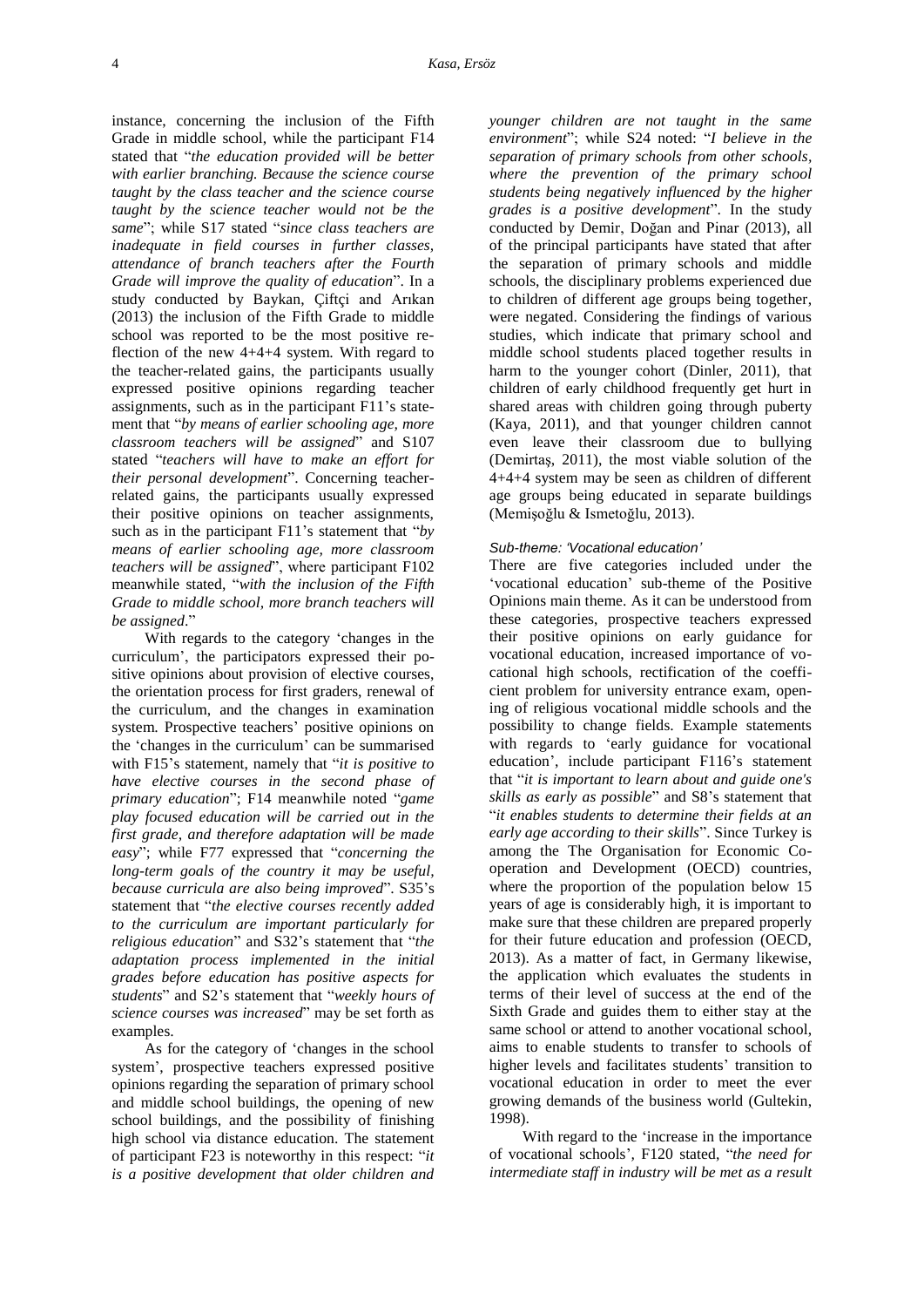instance, concerning the inclusion of the Fifth Grade in middle school, while the participant F14 stated that "*the education provided will be better with earlier branching. Because the science course taught by the class teacher and the science course taught by the science teacher would not be the same*"; while S17 stated "*since class teachers are inadequate in field courses in further classes, attendance of branch teachers after the Fourth Grade will improve the quality of education*". In a study conducted by Baykan, Çiftçi and Arıkan (2013) the inclusion of the Fifth Grade to middle school was reported to be the most positive reflection of the new 4+4+4 system. With regard to the teacher-related gains, the participants usually expressed positive opinions regarding teacher assignments, such as in the participant F11's statement that "*by means of earlier schooling age, more classroom teachers will be assigned*" and S107 stated "*teachers will have to make an effort for their personal development*". Concerning teacher-related gains, the participants usually expressed their positive opinions on teacher assignments, such as in the participant F11's statement that "*by means of earlier schooling age, more classroom teachers will be assigned*", where participant F102 meanwhile stated, "*with the inclusion of the Fifth Grade to middle school, more branch teachers will be assigned*."

With regards to the category 'changes in the curriculum', the participators expressed their positive opinions about provision of elective courses, the orientation process for first graders, renewal of the curriculum, and the changes in examination system. Prospective teachers' positive opinions on the 'changes in the curriculum' can be summarised with F15's statement, namely that "*it is positive to have elective courses in the second phase of primary education*"; F14 meanwhile noted "*game play focused education will be carried out in the first grade, and therefore adaptation will be made easy*"; while F77 expressed that "*concerning the long-term goals of the country it may be useful, because curricula are also being improved*". S35's statement that "*the elective courses recently added to the curriculum are important particularly for religious education*" and S32's statement that "*the adaptation process implemented in the initial grades before education has positive aspects for students*" and S2's statement that "*weekly hours of science courses was increased*" may be set forth as examples.

As for the category of 'changes in the school system', prospective teachers expressed positive opinions regarding the separation of primary school and middle school buildings, the opening of new school buildings, and the possibility of finishing high school via distance education. The statement of participant F23 is noteworthy in this respect: "*it is a positive development that older children and younger children are not taught in the same environment*"; while S24 noted: "*I believe in the separation of primary schools from other schools, where the prevention of the primary school students being negatively influenced by the higher grades is a positive development*". In the study conducted by Demir, Doğan and Pinar (2013), all of the principal participants have stated that after the separation of primary schools and middle schools, the disciplinary problems experienced due to children of different age groups being together, were negated. Considering the findings of various studies, which indicate that primary school and middle school students placed together results in harm to the younger cohort (Dinler, 2011), that children of early childhood frequently get hurt in shared areas with children going through puberty (Kaya, 2011), and that younger children cannot even leave their classroom due to bullying (Demirtaş, 2011), the most viable solution of the 4+4+4 system may be seen as children of different age groups being educated in separate buildings (Memişoğlu & Ismetoğlu, 2013).

#### *Sub-theme: 'Vocational education'*

There are five categories included under the 'vocational education' sub-theme of the Positive Opinions main theme. As it can be understood from these categories, prospective teachers expressed their positive opinions on early guidance for vocational education, increased importance of vocational high schools, rectification of the coefficient problem for university entrance exam, opening of religious vocational middle schools and the possibility to change fields. Example statements with regards to 'early guidance for vocational education', include participant F116's statement that "*it is important to learn about and guide one's skills as early as possible*" and S8's statement that "*it enables students to determine their fields at an early age according to their skills*". Since Turkey is among the The Organisation for Economic Co-operation and Development (OECD) countries, where the proportion of the population below 15 years of age is considerably high, it is important to make sure that these children are prepared properly for their future education and profession (OECD, 2013). As a matter of fact, in Germany likewise, the application which evaluates the students in terms of their level of success at the end of the Sixth Grade and guides them to either stay at the same school or attend to another vocational school, aims to enable students to transfer to schools of higher levels and facilitates students' transition to vocational education in order to meet the ever growing demands of the business world (Gultekin, 1998).

With regard to the 'increase in the importance of vocational schools', F120 stated, "*the need for intermediate staff in industry will be met as a result*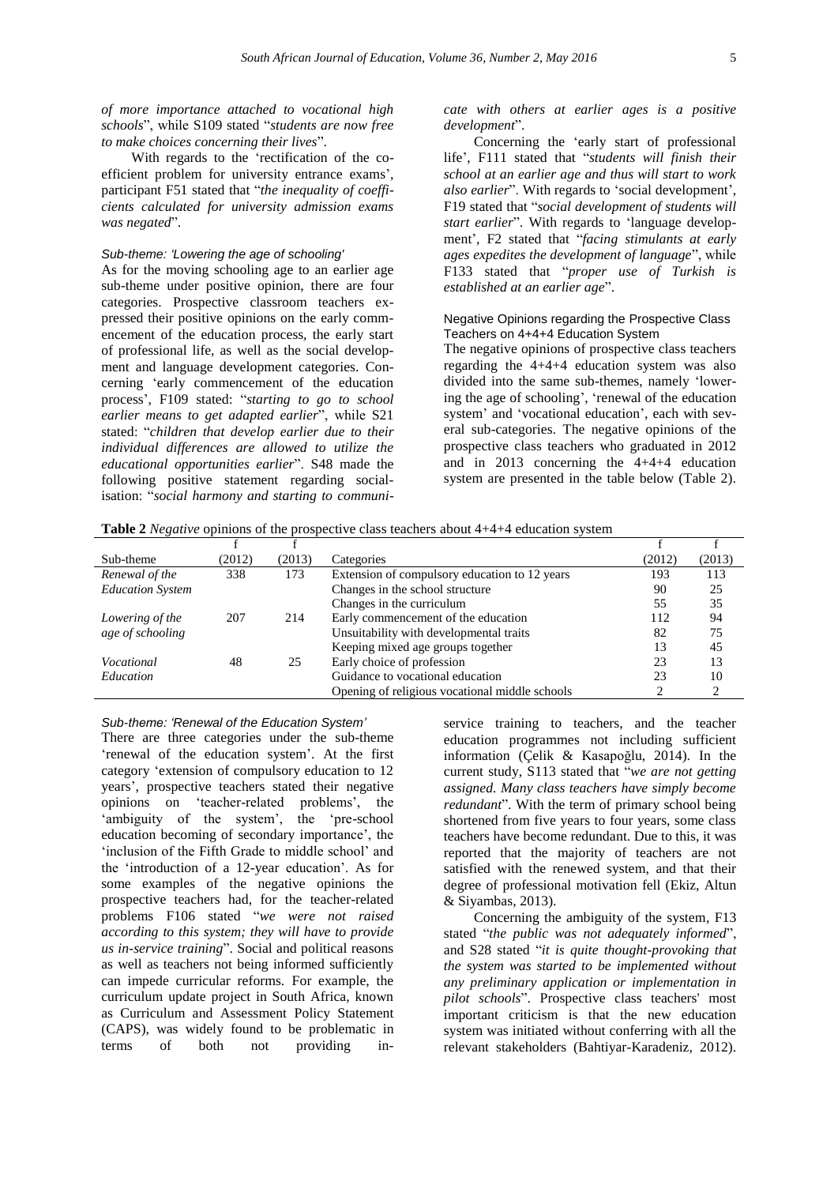*of more importance attached to vocational high schools*", while S109 stated "*students are now free to make choices concerning their lives*".

With regards to the 'rectification of the coefficient problem for university entrance exams', participant F51 stated that "*the inequality of coefficients calculated for university admission exams was negated*".

#### *Sub-theme: 'Lowering the age of schooling'*

As for the moving schooling age to an earlier age sub-theme under positive opinion, there are four categories. Prospective classroom teachers expressed their positive opinions on the early commencement of the education process, the early start of professional life, as well as the social development and language development categories. Concerning 'early commencement of the education process', F109 stated: "*starting to go to school earlier means to get adapted earlier*", while S21 stated: "*children that develop earlier due to their individual differences are allowed to utilize the educational opportunities earlier*". S48 made the following positive statement regarding socialisation: "*social harmony and starting to communicate with others at earlier ages is a positive development*".

Concerning the 'early start of professional life', F111 stated that "*students will finish their school at an earlier age and thus will start to work also earlier*". With regards to 'social development', F19 stated that "*social development of students will start earlier*". With regards to 'language development', F2 stated that "*facing stimulants at early ages expedites the development of language*", while F133 stated that "*proper use of Turkish is established at an earlier age*".

### Negative Opinions regarding the Prospective Class Teachers on 4+4+4 Education System

The negative opinions of prospective class teachers regarding the 4+4+4 education system was also divided into the same sub-themes, namely 'lowering the age of schooling', 'renewal of the education system' and 'vocational education', each with several sub-categories. The negative opinions of the prospective class teachers who graduated in 2012 and in 2013 concerning the 4+4+4 education system are presented in the table below (Table 2).

**Table 2** *Negative* opinions of the prospective class teachers about 4+4+4 education system

| Sub-theme | f (2012) | f (2013) | Categories | f (2012) | f (2013) |
|---|---|---|---|---|---|
| *Renewal of the Education System* | 338 | 173 | Extension of compulsory education to 12 years | 193 | 113 |
| | | | Changes in the school structure | 90 | 25 |
| | | | Changes in the curriculum | 55 | 35 |
| *Lowering of the age of schooling* | 207 | 214 | Early commencement of the education | 112 | 94 |
| | | | Unsuitability with developmental traits | 82 | 75 |
| | | | Keeping mixed age groups together | 13 | 45 |
| *Vocational Education* | 48 | 25 | Early choice of profession | 23 | 13 |
| | | | Guidance to vocational education | 23 | 10 |
| | | | Opening of religious vocational middle schools | 2 | 2 |

#### *Sub-theme: 'Renewal of the Education System'*

There are three categories under the sub-theme 'renewal of the education system'. At the first category 'extension of compulsory education to 12 years', prospective teachers stated their negative opinions on 'teacher-related problems', the 'ambiguity of the system', the 'pre-school education becoming of secondary importance', the 'inclusion of the Fifth Grade to middle school' and the 'introduction of a 12-year education'. As for some examples of the negative opinions the prospective teachers had, for the teacher-related problems F106 stated "*we were not raised according to this system; they will have to provide us in-service training*". Social and political reasons as well as teachers not being informed sufficiently can impede curricular reforms. For example, the curriculum update project in South Africa, known as Curriculum and Assessment Policy Statement (CAPS), was widely found to be problematic in terms of both not providing in-service training to teachers, and the teacher education programmes not including sufficient information (Çelik & Kasapoğlu, 2014). In the current study, S113 stated that "*we are not getting assigned. Many class teachers have simply become redundant*". With the term of primary school being shortened from five years to four years, some class teachers have become redundant. Due to this, it was reported that the majority of teachers are not satisfied with the renewed system, and that their degree of professional motivation fell (Ekiz, Altun & Siyambas, 2013).

Concerning the ambiguity of the system, F13 stated "*the public was not adequately informed*", and S28 stated "*it is quite thought-provoking that the system was started to be implemented without any preliminary application or implementation in pilot schools*". Prospective class teachers' most important criticism is that the new education system was initiated without conferring with all the relevant stakeholders (Bahtiyar-Karadeniz, 2012).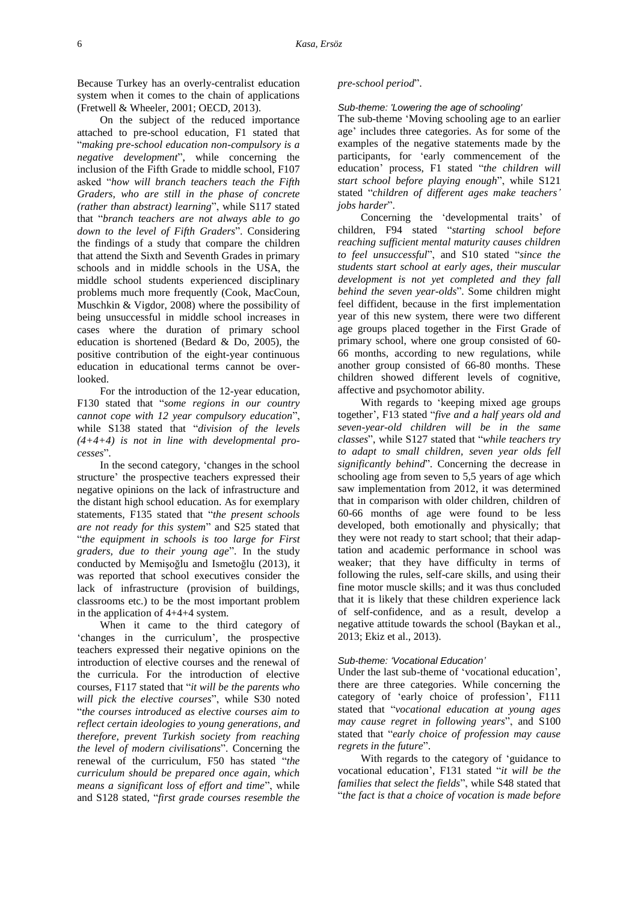Because Turkey has an overly-centralist education system when it comes to the chain of applications (Fretwell & Wheeler, 2001; OECD, 2013).

On the subject of the reduced importance attached to pre-school education, F1 stated that "*making pre-school education non-compulsory is a negative development*", while concerning the inclusion of the Fifth Grade to middle school, F107 asked "*how will branch teachers teach the Fifth Graders, who are still in the phase of concrete (rather than abstract) learning*", while S117 stated that "*branch teachers are not always able to go down to the level of Fifth Graders*". Considering the findings of a study that compare the children that attend the Sixth and Seventh Grades in primary schools and in middle schools in the USA, the middle school students experienced disciplinary problems much more frequently (Cook, MacCoun, Muschkin & Vigdor, 2008) where the possibility of being unsuccessful in middle school increases in cases where the duration of primary school education is shortened (Bedard & Do, 2005), the positive contribution of the eight-year continuous education in educational terms cannot be overlooked.

For the introduction of the 12-year education, F130 stated that "*some regions in our country cannot cope with 12 year compulsory education*", while S138 stated that "*division of the levels (4+4+4) is not in line with developmental processes*".

In the second category, 'changes in the school structure' the prospective teachers expressed their negative opinions on the lack of infrastructure and the distant high school education. As for exemplary statements, F135 stated that "*the present schools are not ready for this system*" and S25 stated that "*the equipment in schools is too large for First graders, due to their young age*". In the study conducted by Memişoğlu and Ismetoğlu (2013), it was reported that school executives consider the lack of infrastructure (provision of buildings, classrooms etc.) to be the most important problem in the application of 4+4+4 system.

When it came to the third category of 'changes in the curriculum', the prospective teachers expressed their negative opinions on the introduction of elective courses and the renewal of the curricula. For the introduction of elective courses, F117 stated that "*it will be the parents who will pick the elective courses*", while S30 noted "*the courses introduced as elective courses aim to reflect certain ideologies to young generations, and therefore, prevent Turkish society from reaching the level of modern civilisations*". Concerning the renewal of the curriculum, F50 has stated "*the curriculum should be prepared once again, which means a significant loss of effort and time*", while and S128 stated, "*first grade courses resemble the pre-school period*".

*Sub-theme: 'Lowering the age of schooling'*

The sub-theme 'Moving schooling age to an earlier age' includes three categories. As for some of the examples of the negative statements made by the participants, for 'early commencement of the education' process, F1 stated "*the children will start school before playing enough*", while S121 stated "*children of different ages make teachers' jobs harder*".

Concerning the 'developmental traits' of children, F94 stated "*starting school before reaching sufficient mental maturity causes children to feel unsuccessful*", and S10 stated "*since the students start school at early ages, their muscular development is not yet completed and they fall behind the seven year-olds*". Some children might feel diffident, because in the first implementation year of this new system, there were two different age groups placed together in the First Grade of primary school, where one group consisted of 60-66 months, according to new regulations, while another group consisted of 66-80 months. These children showed different levels of cognitive, affective and psychomotor ability.

With regards to 'keeping mixed age groups together', F13 stated "*five and a half years old and seven-year-old children will be in the same classes*", while S127 stated that "*while teachers try to adapt to small children, seven year olds fell significantly behind*". Concerning the decrease in schooling age from seven to 5,5 years of age which saw implementation from 2012, it was determined that in comparison with older children, children of 60-66 months of age were found to be less developed, both emotionally and physically; that they were not ready to start school; that their adaptation and academic performance in school was weaker; that they have difficulty in terms of following the rules, self-care skills, and using their fine motor muscle skills; and it was thus concluded that it is likely that these children experience lack of self-confidence, and as a result, develop a negative attitude towards the school (Baykan et al., 2013; Ekiz et al., 2013).

*Sub-theme: 'Vocational Education'*

Under the last sub-theme of 'vocational education', there are three categories. While concerning the category of 'early choice of profession', F111 stated that "*vocational education at young ages may cause regret in following years*", and S100 stated that "*early choice of profession may cause regrets in the future*".

With regards to the category of 'guidance to vocational education', F131 stated "*it will be the families that select the fields*", while S48 stated that "*the fact is that a choice of vocation is made before*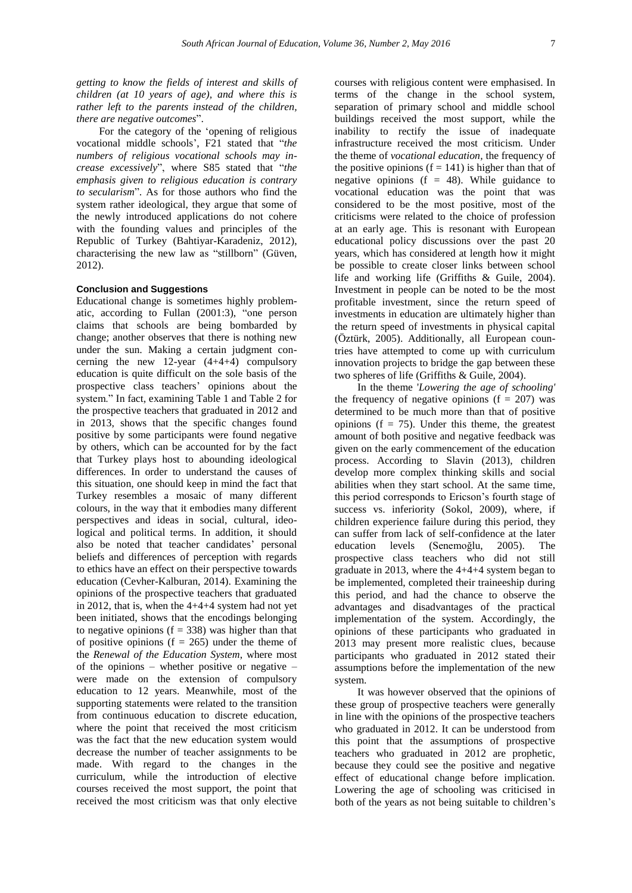*getting to know the fields of interest and skills of children (at 10 years of age), and where this is rather left to the parents instead of the children, there are negative outcomes*".

For the category of the 'opening of religious vocational middle schools', F21 stated that "*the numbers of religious vocational schools may increase excessively*", where S85 stated that "*the emphasis given to religious education is contrary to secularism*". As for those authors who find the system rather ideological, they argue that some of the newly introduced applications do not cohere with the founding values and principles of the Republic of Turkey (Bahtiyar-Karadeniz, 2012), characterising the new law as "stillborn" (Güven, 2012).

## Conclusion and Suggestions

Educational change is sometimes highly problematic, according to Fullan (2001:3), "one person claims that schools are being bombarded by change; another observes that there is nothing new under the sun. Making a certain judgment concerning the new 12-year (4+4+4) compulsory education is quite difficult on the sole basis of the prospective class teachers' opinions about the system." In fact, examining Table 1 and Table 2 for the prospective teachers that graduated in 2012 and in 2013, shows that the specific changes found positive by some participants were found negative by others, which can be accounted for by the fact that Turkey plays host to abounding ideological differences. In order to understand the causes of this situation, one should keep in mind the fact that Turkey resembles a mosaic of many different colours, in the way that it embodies many different perspectives and ideas in social, cultural, ideological and political terms. In addition, it should also be noted that teacher candidates' personal beliefs and differences of perception with regards to ethics have an effect on their perspective towards education (Cevher-Kalburan, 2014). Examining the opinions of the prospective teachers that graduated in 2012, that is, when the 4+4+4 system had not yet been initiated, shows that the encodings belonging to negative opinions ($f = 338$) was higher than that of positive opinions ($f = 265$) under the theme of the *Renewal of the Education System*, where most of the opinions – whether positive or negative – were made on the extension of compulsory education to 12 years. Meanwhile, most of the supporting statements were related to the transition from continuous education to discrete education, where the point that received the most criticism was the fact that the new education system would decrease the number of teacher assignments to be made. With regard to the changes in the curriculum, while the introduction of elective courses received the most support, the point that received the most criticism was that only elective courses with religious content were emphasised. In terms of the change in the school system, separation of primary school and middle school buildings received the most support, while the inability to rectify the issue of inadequate infrastructure received the most criticism. Under the theme of *vocational education*, the frequency of the positive opinions ($f = 141$) is higher than that of negative opinions ($f = 48$). While guidance to vocational education was the point that was considered to be the most positive, most of the criticisms were related to the choice of profession at an early age. This is resonant with European educational policy discussions over the past 20 years, which has considered at length how it might be possible to create closer links between school life and working life (Griffiths & Guile, 2004). Investment in people can be noted to be the most profitable investment, since the return speed of investments in education are ultimately higher than the return speed of investments in physical capital (Öztürk, 2005). Additionally, all European countries have attempted to come up with curriculum innovation projects to bridge the gap between these two spheres of life (Griffiths & Guile, 2004).

In the theme '*Lowering the age of schooling'* the frequency of negative opinions ($f = 207$) was determined to be much more than that of positive opinions ($f = 75$). Under this theme, the greatest amount of both positive and negative feedback was given on the early commencement of the education process. According to Slavin (2013), children develop more complex thinking skills and social abilities when they start school. At the same time, this period corresponds to Ericson's fourth stage of success vs. inferiority (Sokol, 2009), where, if children experience failure during this period, they can suffer from lack of self-confidence at the later education levels (Senemoğlu, 2005). The prospective class teachers who did not still graduate in 2013, where the 4+4+4 system began to be implemented, completed their traineeship during this period, and had the chance to observe the advantages and disadvantages of the practical implementation of the system. Accordingly, the opinions of these participants who graduated in 2013 may present more realistic clues, because participants who graduated in 2012 stated their assumptions before the implementation of the new system.

It was however observed that the opinions of these group of prospective teachers were generally in line with the opinions of the prospective teachers who graduated in 2012. It can be understood from this point that the assumptions of prospective teachers who graduated in 2012 are prophetic, because they could see the positive and negative effect of educational change before implication. Lowering the age of schooling was criticised in both of the years as not being suitable to children's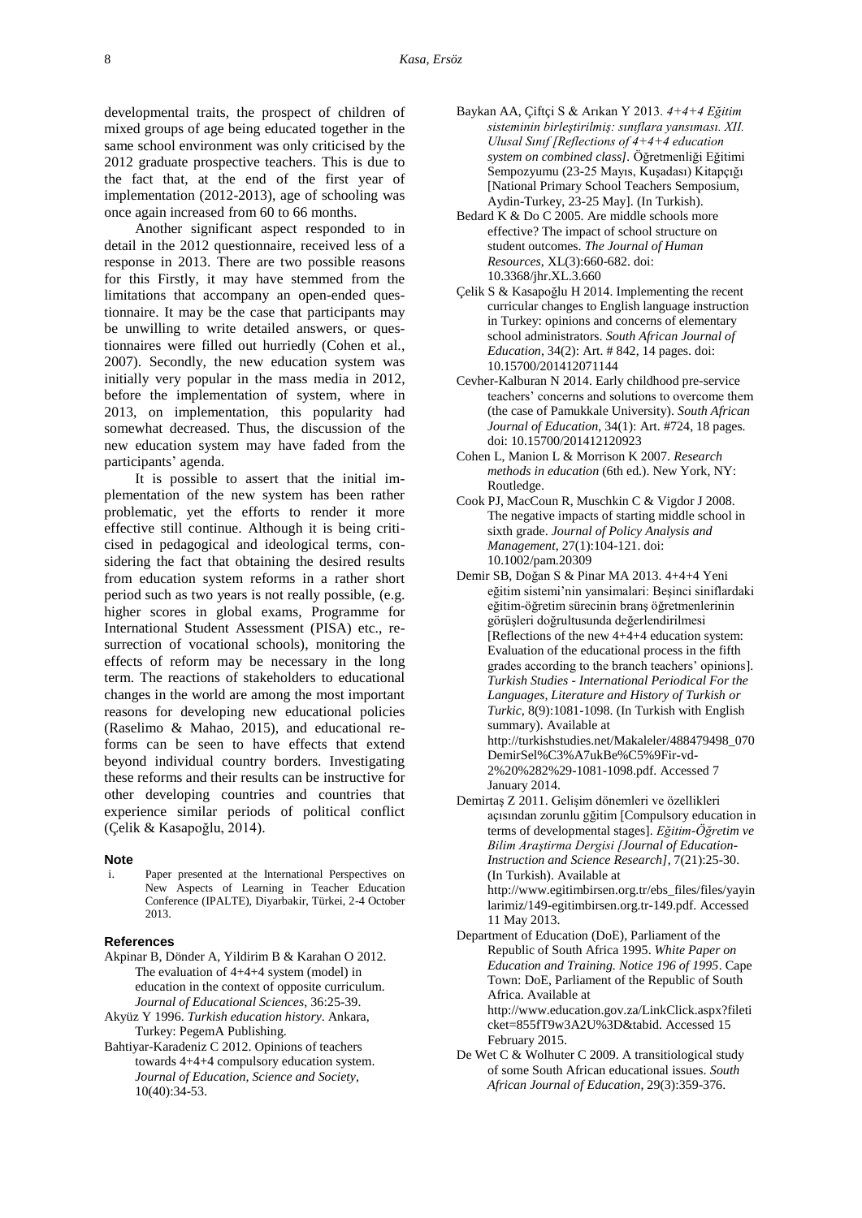developmental traits, the prospect of children of mixed groups of age being educated together in the same school environment was only criticised by the 2012 graduate prospective teachers. This is due to the fact that, at the end of the first year of implementation (2012-2013), age of schooling was once again increased from 60 to 66 months.

Another significant aspect responded to in detail in the 2012 questionnaire, received less of a response in 2013. There are two possible reasons for this Firstly, it may have stemmed from the limitations that accompany an open-ended questionnaire. It may be the case that participants may be unwilling to write detailed answers, or questionnaires were filled out hurriedly (Cohen et al., 2007). Secondly, the new education system was initially very popular in the mass media in 2012, before the implementation of system, where in 2013, on implementation, this popularity had somewhat decreased. Thus, the discussion of the new education system may have faded from the participants' agenda.

It is possible to assert that the initial implementation of the new system has been rather problematic, yet the efforts to render it more effective still continue. Although it is being criticised in pedagogical and ideological terms, considering the fact that obtaining the desired results from education system reforms in a rather short period such as two years is not really possible, (e.g. higher scores in global exams, Programme for International Student Assessment (PISA) etc., resurrection of vocational schools), monitoring the effects of reform may be necessary in the long term. The reactions of stakeholders to educational changes in the world are among the most important reasons for developing new educational policies (Raselimo & Mahao, 2015), and educational reforms can be seen to have effects that extend beyond individual country borders. Investigating these reforms and their results can be instructive for other developing countries and countries that experience similar periods of political conflict (Çelik & Kasapoğlu, 2014).

## Note

i. Paper presented at the International Perspectives on New Aspects of Learning in Teacher Education Conference (IPALTE), Diyarbakir, Türkei, 2-4 October 2013.

## References

Akpinar B, Dönder A, Yildirim B & Karahan O 2012. The evaluation of 4+4+4 system (model) in education in the context of opposite curriculum. *Journal of Educational Sciences*, 36:25-39.

Akyüz Y 1996. *Turkish education history*. Ankara, Turkey: PegemA Publishing.

Bahtiyar-Karadeniz C 2012. Opinions of teachers towards 4+4+4 compulsory education system. *Journal of Education, Science and Society*, 10(40):34-53.

Baykan AA, Çiftçi S & Arıkan Y 2013. *4+4+4 Eğitim sisteminin birleştirilmiş: sınıflara yansıması. XII. Ulusal Sınıf [Reflections of 4+4+4 education system on combined class]*. Öğretmenliği Eğitimi Sempozyumu (23-25 Mayıs, Kuşadası) Kitapçığı [National Primary School Teachers Semposium, Aydin-Turkey, 23-25 May]. (In Turkish).

Bedard K & Do C 2005. Are middle schools more effective? The impact of school structure on student outcomes. *The Journal of Human Resources*, XL(3):660-682. doi: 10.3368/jhr.XL.3.660

Çelik S & Kasapoğlu H 2014. Implementing the recent curricular changes to English language instruction in Turkey: opinions and concerns of elementary school administrators. *South African Journal of Education*, 34(2): Art. # 842, 14 pages. doi: 10.15700/201412071144

Cevher-Kalburan N 2014. Early childhood pre-service teachers' concerns and solutions to overcome them (the case of Pamukkale University). *South African Journal of Education*, 34(1): Art. #724, 18 pages. doi: 10.15700/201412120923

Cohen L, Manion L & Morrison K 2007. *Research methods in education* (6th ed.). New York, NY: Routledge.

Cook PJ, MacCoun R, Muschkin C & Vigdor J 2008. The negative impacts of starting middle school in sixth grade. *Journal of Policy Analysis and Management*, 27(1):104-121. doi: 10.1002/pam.20309

Demir SB, Doğan S & Pinar MA 2013. 4+4+4 Yeni eğitim sistemi'nin yansimalari: Beşinci siniflardaki eğitim-öğretim sürecinin branş öğretmenlerinin görüşleri doğrultusunda değerlendirilmesi [Reflections of the new 4+4+4 education system: Evaluation of the educational process in the fifth grades according to the branch teachers' opinions]. *Turkish Studies - International Periodical For the Languages, Literature and History of Turkish or Turkic*, 8(9):1081-1098. (In Turkish with English summary). Available at http://turkishstudies.net/Makaleler/488479498_070DemirSel%C3%A7ukBe%C5%9Fir-vd-2%20%282%29-1081-1098.pdf. Accessed 7 January 2014.

Demirtaş Z 2011. Gelişim dönemleri ve özellikleri açısından zorunlu gğitim [Compulsory education in terms of developmental stages]. *Eğitim-Öğretim ve Bilim Araştirma Dergisi [Journal of Education-Instruction and Science Research]*, 7(21):25-30. (In Turkish). Available at http://www.egitimbirsen.org.tr/ebs_files/files/yayinlarimiz/149-egitimbirsen.org.tr-149.pdf. Accessed 11 May 2013.

Department of Education (DoE), Parliament of the Republic of South Africa 1995. *White Paper on Education and Training. Notice 196 of 1995*. Cape Town: DoE, Parliament of the Republic of South Africa. Available at http://www.education.gov.za/LinkClick.aspx?fileticket=855fT9w3A2U%3D&tabid. Accessed 15 February 2015.

De Wet C & Wolhuter C 2009. A transitiological study of some South African educational issues. *South African Journal of Education*, 29(3):359-376.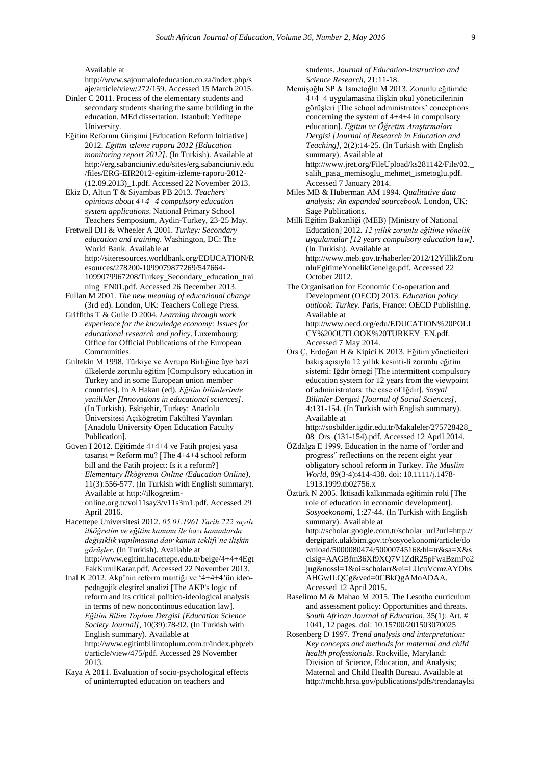Available at http://www.sajournalofeducation.co.za/index.php/saje/article/view/272/159. Accessed 15 March 2015.

Dinler C 2011. Process of the elementary students and secondary students sharing the same building in the education. MEd dissertation. Istanbul: Yeditepe University.

Eğitim Reformu Girişimi [Education Reform Initiative] 2012. *Eğitim izleme raporu 2012 [Education monitoring report 2012]*. (In Turkish). Available at http://erg.sabanciuniv.edu/sites/erg.sabanciuniv.edu/files/ERG-EIR2012-egitim-izleme-raporu-2012-(12.09.2013)_1.pdf. Accessed 22 November 2013.

Ekiz D, Altun T & Siyambas PB 2013. *Teachers' opinions about 4+4+4 compulsory education system applications*. National Primary School Teachers Semposium, Aydin-Turkey, 23-25 May.

Fretwell DH & Wheeler A 2001. *Turkey: Secondary education and training*. Washington, DC: The World Bank. Available at http://siteresources.worldbank.org/EDUCATION/Resources/278200-1099079877269/547664-1099079967208/Turkey_Secondary_education_training_EN01.pdf. Accessed 26 December 2013.

Fullan M 2001. *The new meaning of educational change* (3rd ed). London, UK: Teachers College Press.

Griffiths T & Guile D 2004. *Learning through work experience for the knowledge economy: Issues for educational research and policy*. Luxembourg: Office for Official Publications of the European Communities.

Gultekin M 1998. Türkiye ve Avrupa Birliğine üye bazi ülkelerde zorunlu eğitim [Compulsory education in Turkey and in some European union member countries]. In A Hakan (ed). *Eğitim bilimlerinde yenilikler [Innovations in educational sciences]*. (In Turkish). Eskişehir, Turkey: Anadolu Üniversitesi Açıköğretim Fakültesi Yayınları [Anadolu University Open Education Faculty Publication].

Güven I 2012. Eğitimde 4+4+4 ve Fatih projesi yasa tasarısı = Reform mu? [The 4+4+4 school reform bill and the Fatih project: Is it a reform?] *Elementary İlköğretim Online (Education Online)*, 11(3):556-577. (In Turkish with English summary). Available at http://ilkogretim-online.org.tr/vol11say3/v11s3m1.pdf. Accessed 29 April 2016.

Hacettepe Üniversitesi 2012. *05.01.1961 Tarih 222 sayılı ilköğretim ve eğitim kanunu ile bazı kanunlarda değişiklik yapılmasına dair kanun teklifi'ne ilişkin görüşler*. (In Turkish). Available at http://www.egitim.hacettepe.edu.tr/belge/4+4+4EgtFakKurulKarar.pdf. Accessed 22 November 2013.

Inal K 2012. Akp'nin reform mantiği ve '4+4+4'ün ideo-pedagojik eleştirel analizi [The AKP's logic of reform and its critical politico-ideological analysis in terms of new noncontinous education law]. *Eğitim Bilim Toplum Dergisi [Education Science Society Journal]*, 10(39):78-92. (In Turkish with English summary). Available at http://www.egitimbilimtoplum.com.tr/index.php/ebt/article/view/475/pdf. Accessed 29 November 2013.

Kaya A 2011. Evaluation of socio-psychological effects of uninterrupted education on teachers and students. *Journal of Education-Instruction and Science Research*, 21:11-18.

Memişoğlu SP & Ismetoğlu M 2013. Zorunlu eğitimde 4+4+4 uygulamasina ilişkin okul yöneticilerinin görüşleri [The school administrators' conceptions concerning the system of 4+4+4 in compulsory education]. *Eğitim ve Öğretim Araştırmaları Dergisi [Journal of Research in Education and Teaching]*, 2(2):14-25. (In Turkish with English summary). Available at http://www.jret.org/FileUpload/ks281142/File/02._salih_pasa_memisoglu_mehmet_ismetoglu.pdf. Accessed 7 January 2014.

Miles MB & Huberman AM 1994. *Qualitative data analysis: An expanded sourcebook*. London, UK: Sage Publications.

Milli Eğitim Bakanliği (MEB) [Ministry of National Education] 2012. *12 yıllık zorunlu eğitime yönelik uygulamalar [12 years compulsory education law]*. (In Turkish). Available at http://www.meb.gov.tr/haberler/2012/12YillikZorunluEgitimeYonelikGenelge.pdf. Accessed 22 October 2012.

The Organisation for Economic Co-operation and Development (OECD) 2013. *Education policy outlook: Turkey*. Paris, France: OECD Publishing. Available at http://www.oecd.org/edu/EDUCATION%20POLICY%20OUTLOOK%20TURKEY_EN.pdf. Accessed 7 May 2014.

Örs Ç, Erdoğan H & Kipici K 2013. Eğitim yöneticileri bakış açısıyla 12 yıllık kesinti-li zorunlu eğitim sistemi: Iğdır örneği [The intermittent compulsory education system for 12 years from the viewpoint of administrators: the case of Iğdır]. *Sosyal Bilimler Dergisi [Journal of Social Sciences]*, 4:131-154. (In Turkish with English summary). Available at http://sosbilder.igdir.edu.tr/Makaleler/275728428_08_Ors_(131-154).pdf. Accessed 12 April 2014.

ÖZdalga E 1999. Education in the name of "order and progress" reflections on the recent eight year obligatory school reform in Turkey. *The Muslim World*, 89(3-4):414-438. doi: 10.1111/j.1478-1913.1999.tb02756.x

Öztürk N 2005. İktisadi kalkınmada eğitimin rolü [The role of education in economic development]. *Sosyoekonomi*, 1:27-44. (In Turkish with English summary). Available at http://scholar.google.com.tr/scholar_url?url=http://dergipark.ulakbim.gov.tr/sosyoekonomi/article/download/5000080474/5000074516&hl=tr&sa=X&scisig=AAGBfm36Xf9XQ7V1ZdR25pFwaBzmPo2jug&nossl=1&oi=scholarr&ei=LUcuVcmzAYOhsAHGwILQCg&ved=0CBkQgAMoADAA. Accessed 12 April 2015.

Raselimo M & Mahao M 2015. The Lesotho curriculum and assessment policy: Opportunities and threats. *South African Journal of Education*, 35(1): Art. # 1041, 12 pages. doi: 10.15700/201503070025

Rosenberg D 1997. *Trend analysis and interpretation: Key concepts and methods for maternal and child health professionals*. Rockville, Maryland: Division of Science, Education, and Analysis; Maternal and Child Health Bureau. Available at http://mchb.hrsa.gov/publications/pdfs/trendanaylsi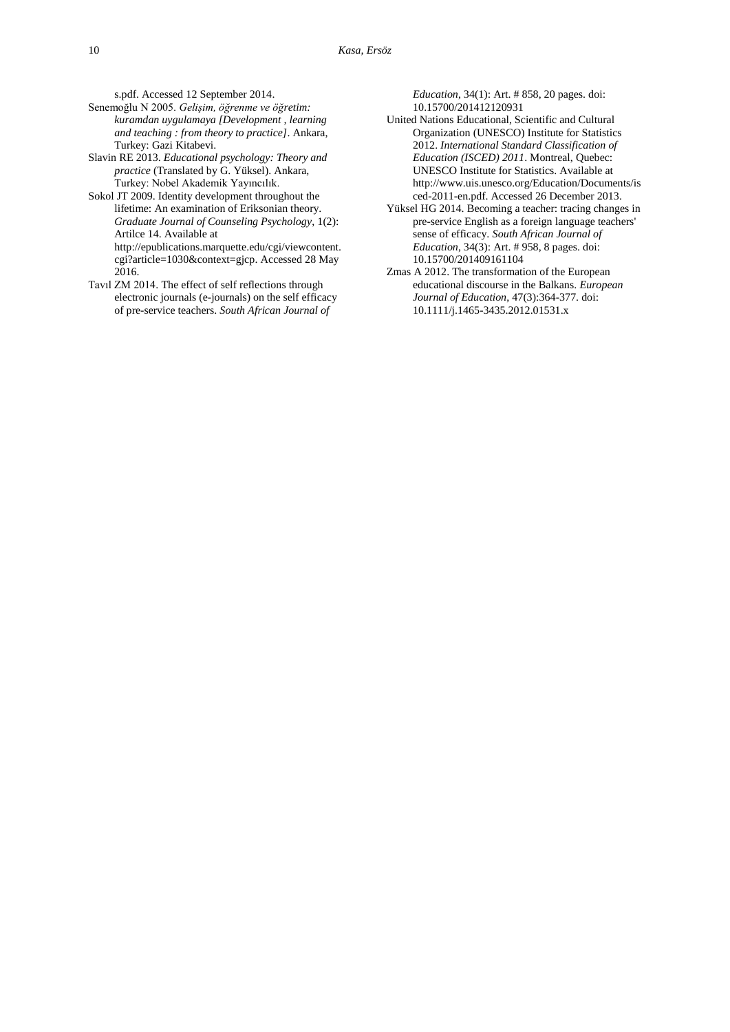s.pdf. Accessed 12 September 2014.

Senemoğlu N 2005. *Gelişim, öğrenme ve öğretim: kuramdan uygulamaya [Development , learning and teaching : from theory to practice]*. Ankara, Turkey: Gazi Kitabevi.

Slavin RE 2013. *Educational psychology: Theory and practice* (Translated by G. Yüksel). Ankara, Turkey: Nobel Akademik Yayıncılık.

Sokol JT 2009. Identity development throughout the lifetime: An examination of Eriksonian theory. *Graduate Journal of Counseling Psychology*, 1(2): Artilce 14. Available at http://epublications.marquette.edu/cgi/viewcontent.cgi?article=1030&context=gjcp. Accessed 28 May 2016.

Tavıl ZM 2014. The effect of self reflections through electronic journals (e-journals) on the self efficacy of pre-service teachers. *South African Journal of Education*, 34(1): Art. # 858, 20 pages. doi: 10.15700/201412120931

United Nations Educational, Scientific and Cultural Organization (UNESCO) Institute for Statistics 2012. *International Standard Classification of Education (ISCED) 2011*. Montreal, Quebec: UNESCO Institute for Statistics. Available at http://www.uis.unesco.org/Education/Documents/isced-2011-en.pdf. Accessed 26 December 2013.

Yüksel HG 2014. Becoming a teacher: tracing changes in pre-service English as a foreign language teachers' sense of efficacy. *South African Journal of Education*, 34(3): Art. # 958, 8 pages. doi: 10.15700/201409161104

Zmas A 2012. The transformation of the European educational discourse in the Balkans. *European Journal of Education*, 47(3):364-377. doi: 10.1111/j.1465-3435.2012.01531.x